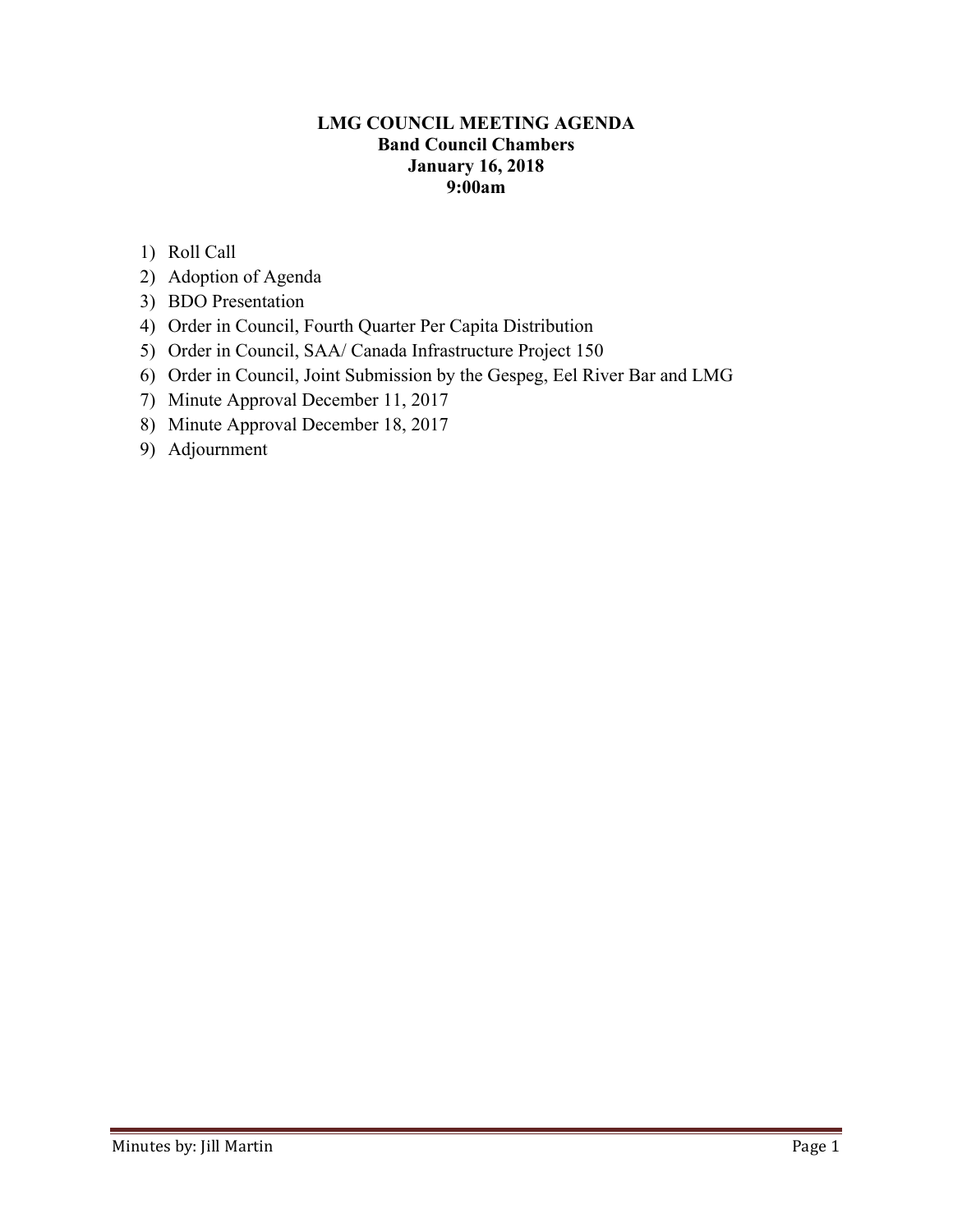**LMG COUNCIL MEETING AGENDA**
**Band Council Chambers**
**January 16, 2018**
**9:00am**

1) Roll Call
2) Adoption of Agenda
3) BDO Presentation
4) Order in Council, Fourth Quarter Per Capita Distribution
5) Order in Council, SAA/ Canada Infrastructure Project 150
6) Order in Council, Joint Submission by the Gespeg, Eel River Bar and LMG
7) Minute Approval December 11, 2017
8) Minute Approval December 18, 2017
9) Adjournment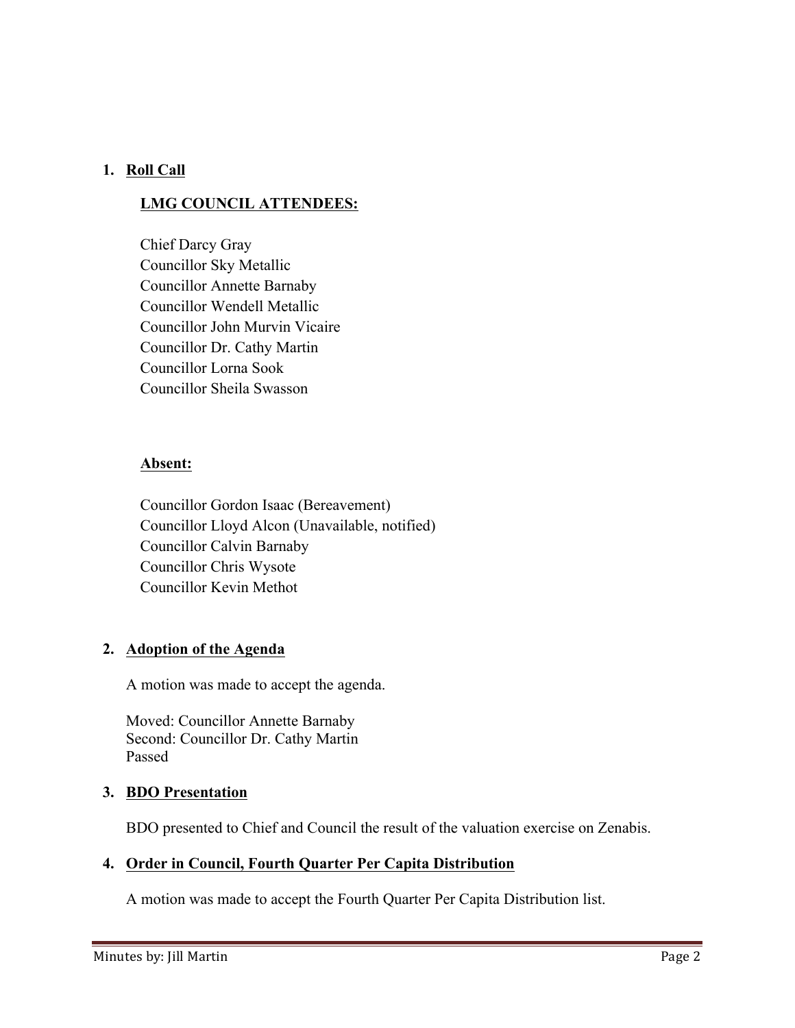1. **Roll Call**

   **LMG COUNCIL ATTENDEES:**

   Chief Darcy Gray
   Councillor Sky Metallic
   Councillor Annette Barnaby
   Councillor Wendell Metallic
   Councillor John Murvin Vicaire
   Councillor Dr. Cathy Martin
   Councillor Lorna Sook
   Councillor Sheila Swasson

   **Absent:**

   Councillor Gordon Isaac (Bereavement)
   Councillor Lloyd Alcon (Unavailable, notified)
   Councillor Calvin Barnaby
   Councillor Chris Wysote
   Councillor Kevin Methot

2. **Adoption of the Agenda**

   A motion was made to accept the agenda.

   Moved: Councillor Annette Barnaby
   Second: Councillor Dr. Cathy Martin
   Passed

3. **BDO Presentation**

   BDO presented to Chief and Council the result of the valuation exercise on Zenabis.

4. **Order in Council, Fourth Quarter Per Capita Distribution**

   A motion was made to accept the Fourth Quarter Per Capita Distribution list.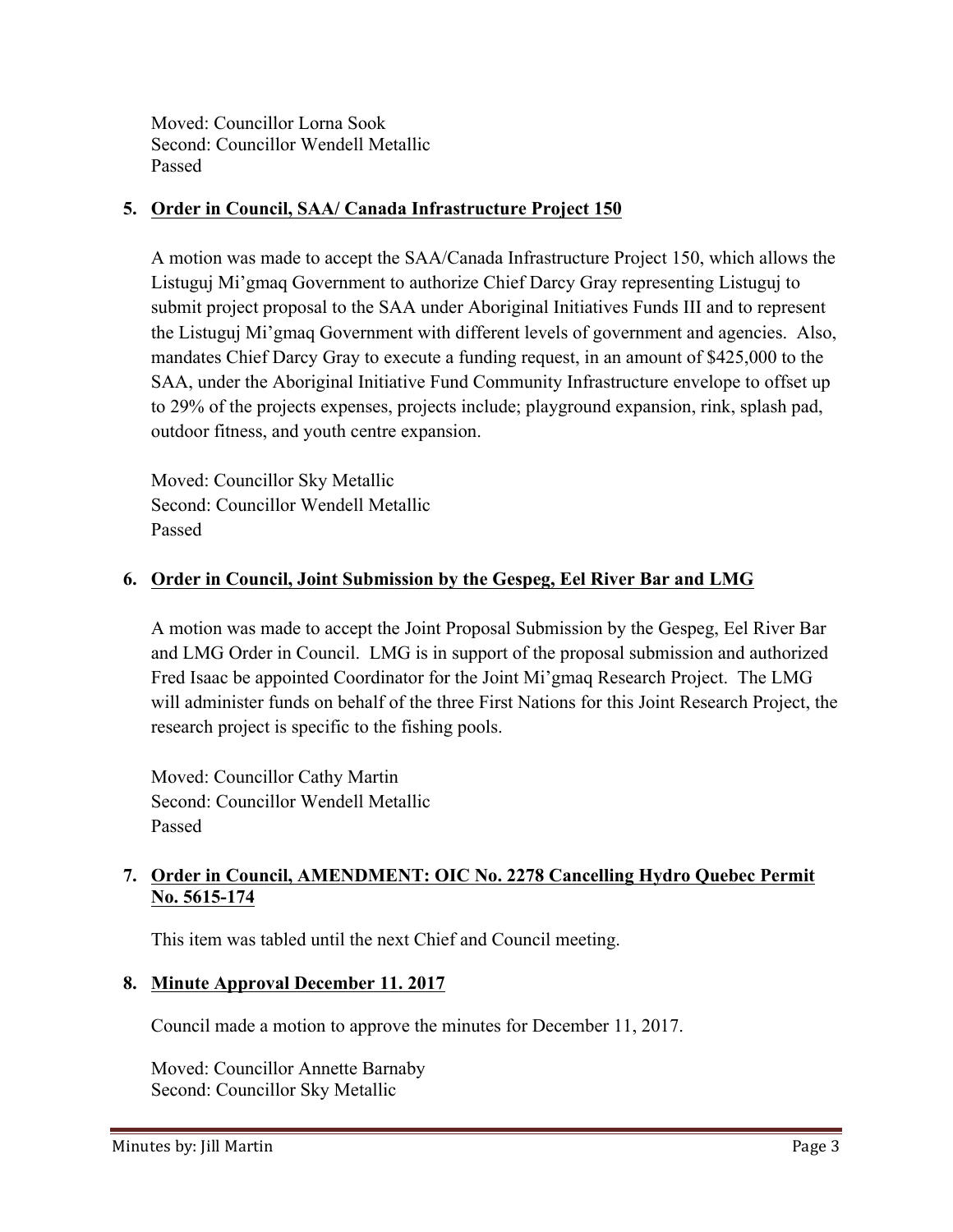Moved: Councillor Lorna Sook
Second: Councillor Wendell Metallic
Passed

5. **Order in Council, SAA/ Canada Infrastructure Project 150**

A motion was made to accept the SAA/Canada Infrastructure Project 150, which allows the Listuguj Mi'gmaq Government to authorize Chief Darcy Gray representing Listuguj to submit project proposal to the SAA under Aboriginal Initiatives Funds III and to represent the Listuguj Mi'gmaq Government with different levels of government and agencies. Also, mandates Chief Darcy Gray to execute a funding request, in an amount of $425,000 to the SAA, under the Aboriginal Initiative Fund Community Infrastructure envelope to offset up to 29% of the projects expenses, projects include; playground expansion, rink, splash pad, outdoor fitness, and youth centre expansion.

Moved: Councillor Sky Metallic
Second: Councillor Wendell Metallic
Passed

6. **Order in Council, Joint Submission by the Gespeg, Eel River Bar and LMG**

A motion was made to accept the Joint Proposal Submission by the Gespeg, Eel River Bar and LMG Order in Council. LMG is in support of the proposal submission and authorized Fred Isaac be appointed Coordinator for the Joint Mi'gmaq Research Project. The LMG will administer funds on behalf of the three First Nations for this Joint Research Project, the research project is specific to the fishing pools.

Moved: Councillor Cathy Martin
Second: Councillor Wendell Metallic
Passed

7. **Order in Council, AMENDMENT: OIC No. 2278 Cancelling Hydro Quebec Permit No. 5615-174**

This item was tabled until the next Chief and Council meeting.

8. **Minute Approval December 11. 2017**

Council made a motion to approve the minutes for December 11, 2017.

Moved: Councillor Annette Barnaby
Second: Councillor Sky Metallic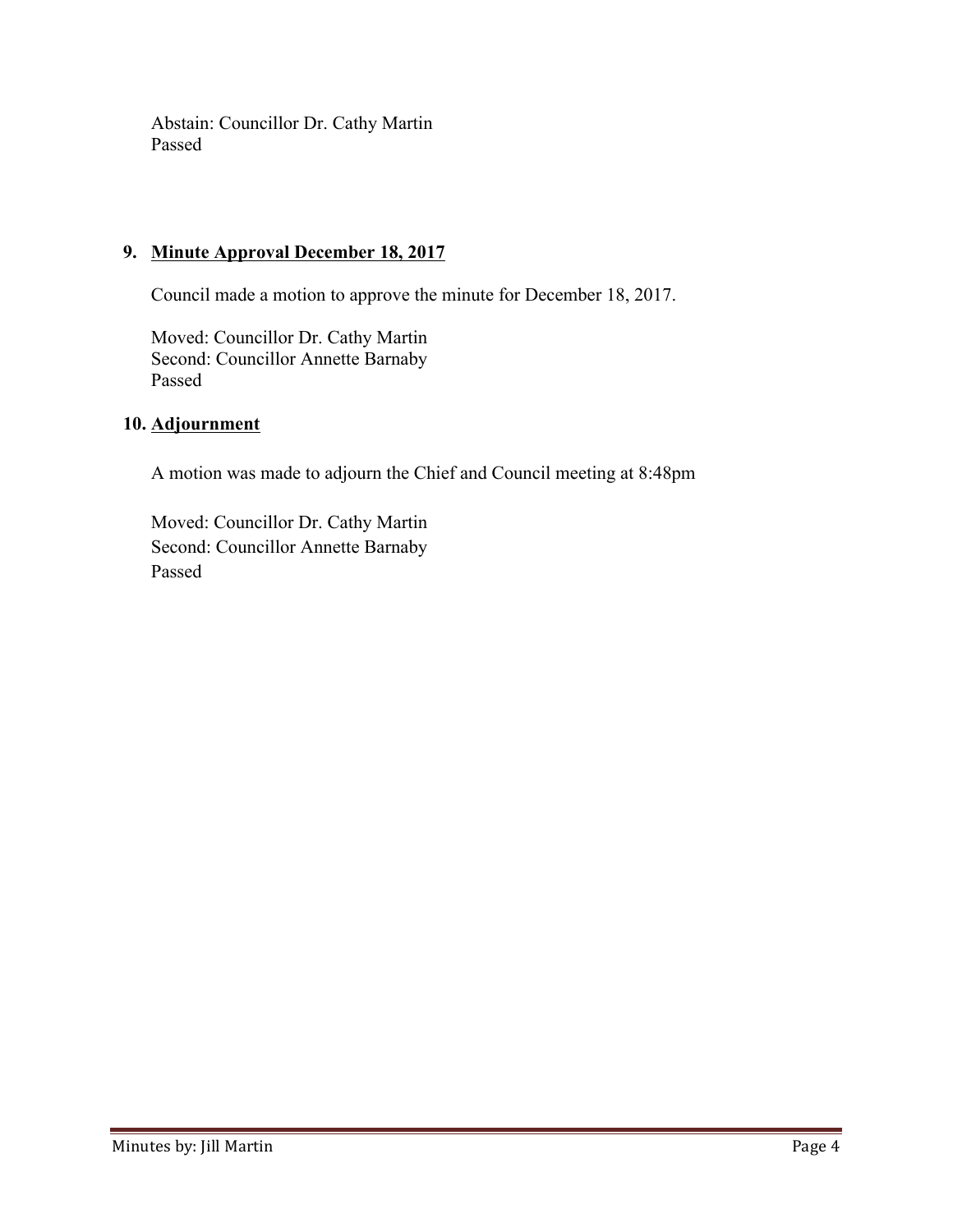Abstain: Councillor Dr. Cathy Martin
Passed

**9. Minute Approval December 18, 2017**

Council made a motion to approve the minute for December 18, 2017.

Moved: Councillor Dr. Cathy Martin
Second: Councillor Annette Barnaby
Passed

**10. Adjournment**

A motion was made to adjourn the Chief and Council meeting at 8:48pm

Moved: Councillor Dr. Cathy Martin
Second: Councillor Annette Barnaby
Passed